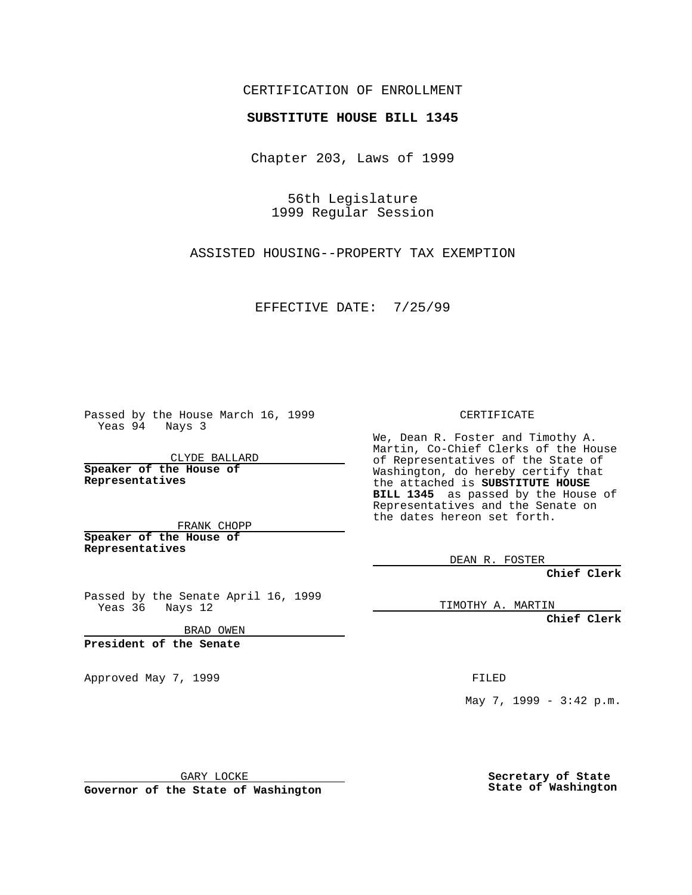CERTIFICATION OF ENROLLMENT

**SUBSTITUTE HOUSE BILL 1345**

Chapter 203, Laws of 1999

56th Legislature
1999 Regular Session

ASSISTED HOUSING--PROPERTY TAX EXEMPTION

EFFECTIVE DATE: 7/25/99

Passed by the House March 16, 1999
Yeas 94 Nays 3

CLYDE BALLARD

**Speaker of the House of Representatives**

FRANK CHOPP

**Speaker of the House of Representatives**

Passed by the Senate April 16, 1999
Yeas 36 Nays 12

BRAD OWEN

**President of the Senate**

Approved May 7, 1999

GARY LOCKE

**Governor of the State of Washington**

CERTIFICATE

We, Dean R. Foster and Timothy A. Martin, Co-Chief Clerks of the House of Representatives of the State of Washington, do hereby certify that the attached is **SUBSTITUTE HOUSE BILL 1345** as passed by the House of Representatives and the Senate on the dates hereon set forth.

DEAN R. FOSTER

**Chief Clerk**

TIMOTHY A. MARTIN

**Chief Clerk**

FILED

May 7, 1999 - 3:42 p.m.

**Secretary of State**
**State of Washington**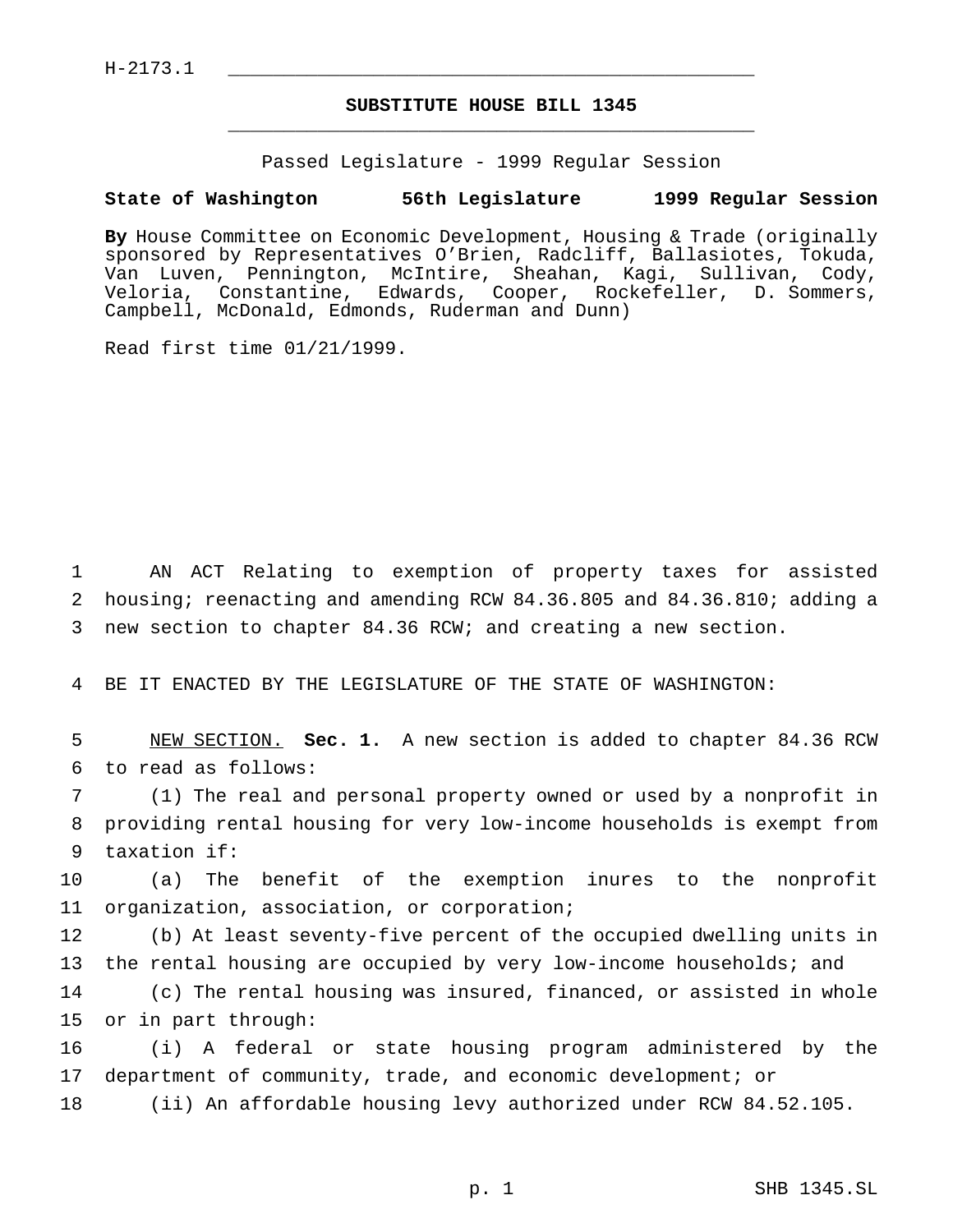H-2173.1

# SUBSTITUTE HOUSE BILL 1345

Passed Legislature - 1999 Regular Session

**State of Washington 56th Legislature 1999 Regular Session**

**By** House Committee on Economic Development, Housing & Trade (originally sponsored by Representatives O'Brien, Radcliff, Ballasiotes, Tokuda, Van Luven, Pennington, McIntire, Sheahan, Kagi, Sullivan, Cody, Veloria, Constantine, Edwards, Cooper, Rockefeller, D. Sommers, Campbell, McDonald, Edmonds, Ruderman and Dunn)

Read first time 01/21/1999.

AN ACT Relating to exemption of property taxes for assisted housing; reenacting and amending RCW 84.36.805 and 84.36.810; adding a new section to chapter 84.36 RCW; and creating a new section.

BE IT ENACTED BY THE LEGISLATURE OF THE STATE OF WASHINGTON:

NEW SECTION. **Sec. 1.** A new section is added to chapter 84.36 RCW to read as follows:

(1) The real and personal property owned or used by a nonprofit in providing rental housing for very low-income households is exempt from taxation if:

(a) The benefit of the exemption inures to the nonprofit organization, association, or corporation;

(b) At least seventy-five percent of the occupied dwelling units in the rental housing are occupied by very low-income households; and

(c) The rental housing was insured, financed, or assisted in whole or in part through:

(i) A federal or state housing program administered by the department of community, trade, and economic development; or

(ii) An affordable housing levy authorized under RCW 84.52.105.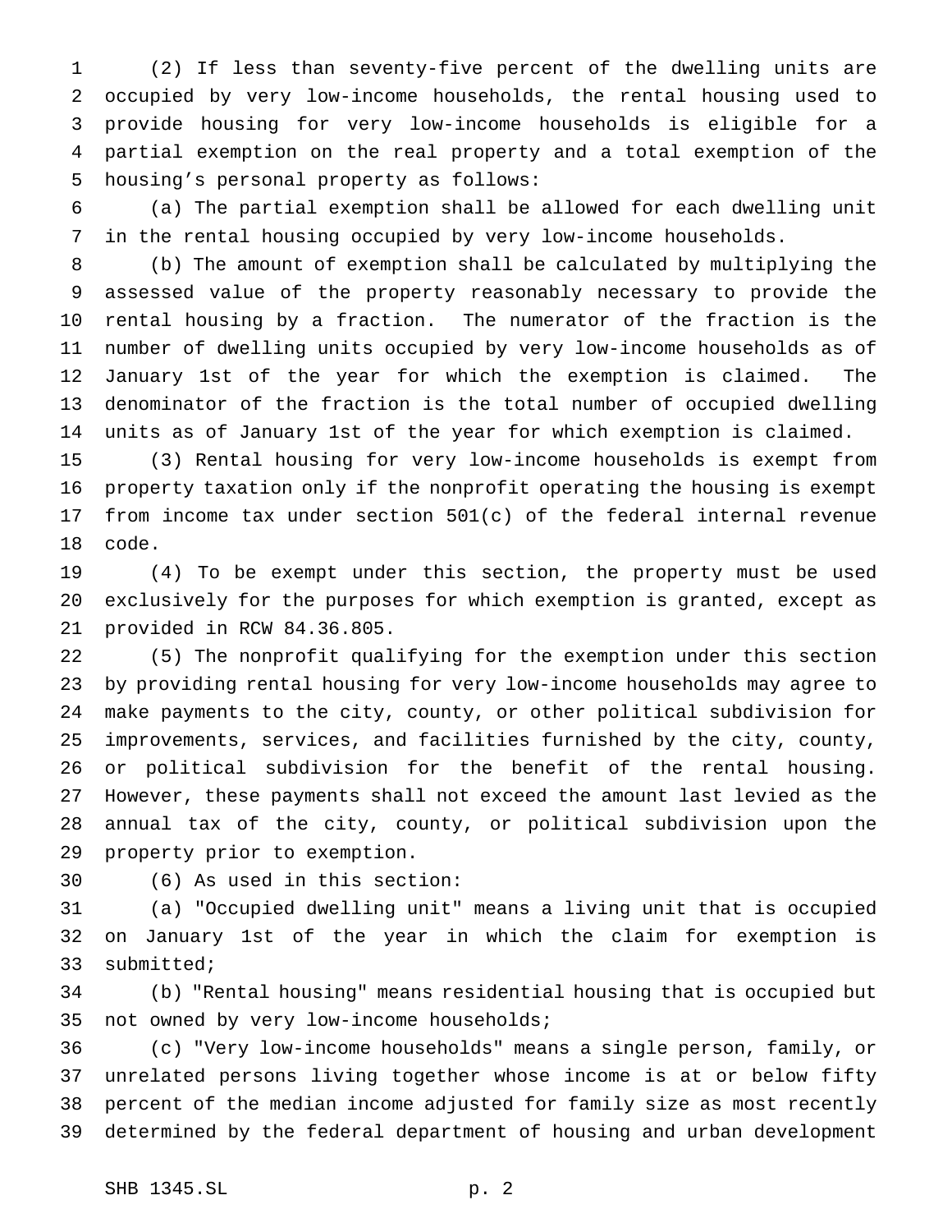(2) If less than seventy-five percent of the dwelling units are occupied by very low-income households, the rental housing used to provide housing for very low-income households is eligible for a partial exemption on the real property and a total exemption of the housing's personal property as follows:

(a) The partial exemption shall be allowed for each dwelling unit in the rental housing occupied by very low-income households.

(b) The amount of exemption shall be calculated by multiplying the assessed value of the property reasonably necessary to provide the rental housing by a fraction. The numerator of the fraction is the number of dwelling units occupied by very low-income households as of January 1st of the year for which the exemption is claimed. The denominator of the fraction is the total number of occupied dwelling units as of January 1st of the year for which exemption is claimed.

(3) Rental housing for very low-income households is exempt from property taxation only if the nonprofit operating the housing is exempt from income tax under section 501(c) of the federal internal revenue code.

(4) To be exempt under this section, the property must be used exclusively for the purposes for which exemption is granted, except as provided in RCW 84.36.805.

(5) The nonprofit qualifying for the exemption under this section by providing rental housing for very low-income households may agree to make payments to the city, county, or other political subdivision for improvements, services, and facilities furnished by the city, county, or political subdivision for the benefit of the rental housing. However, these payments shall not exceed the amount last levied as the annual tax of the city, county, or political subdivision upon the property prior to exemption.

(6) As used in this section:

(a) "Occupied dwelling unit" means a living unit that is occupied on January 1st of the year in which the claim for exemption is submitted;

(b) "Rental housing" means residential housing that is occupied but not owned by very low-income households;

(c) "Very low-income households" means a single person, family, or unrelated persons living together whose income is at or below fifty percent of the median income adjusted for family size as most recently determined by the federal department of housing and urban development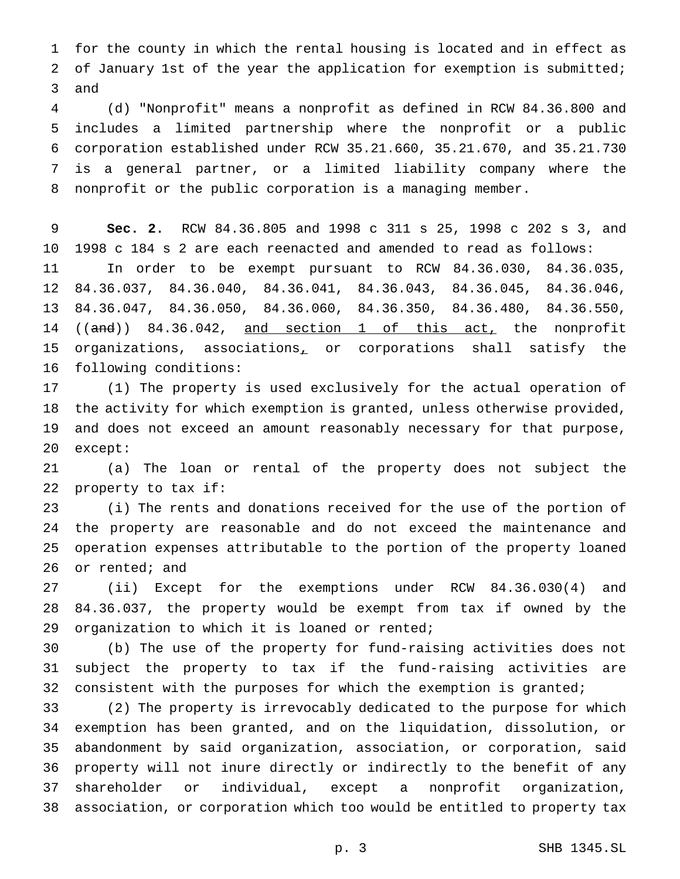for the county in which the rental housing is located and in effect as of January 1st of the year the application for exemption is submitted; and

(d) "Nonprofit" means a nonprofit as defined in RCW 84.36.800 and includes a limited partnership where the nonprofit or a public corporation established under RCW 35.21.660, 35.21.670, and 35.21.730 is a general partner, or a limited liability company where the nonprofit or the public corporation is a managing member.

**Sec. 2.** RCW 84.36.805 and 1998 c 311 s 25, 1998 c 202 s 3, and 1998 c 184 s 2 are each reenacted and amended to read as follows:

In order to be exempt pursuant to RCW 84.36.030, 84.36.035, 84.36.037, 84.36.040, 84.36.041, 84.36.043, 84.36.045, 84.36.046, 84.36.047, 84.36.050, 84.36.060, 84.36.350, 84.36.480, 84.36.550, ((~~and~~)) 84.36.042, <u>and section 1 of this act,</u> the nonprofit organizations, associations<u>,</u> or corporations shall satisfy the following conditions:

(1) The property is used exclusively for the actual operation of the activity for which exemption is granted, unless otherwise provided, and does not exceed an amount reasonably necessary for that purpose, except:

(a) The loan or rental of the property does not subject the property to tax if:

(i) The rents and donations received for the use of the portion of the property are reasonable and do not exceed the maintenance and operation expenses attributable to the portion of the property loaned or rented; and

(ii) Except for the exemptions under RCW 84.36.030(4) and 84.36.037, the property would be exempt from tax if owned by the organization to which it is loaned or rented;

(b) The use of the property for fund-raising activities does not subject the property to tax if the fund-raising activities are consistent with the purposes for which the exemption is granted;

(2) The property is irrevocably dedicated to the purpose for which exemption has been granted, and on the liquidation, dissolution, or abandonment by said organization, association, or corporation, said property will not inure directly or indirectly to the benefit of any shareholder or individual, except a nonprofit organization, association, or corporation which too would be entitled to property tax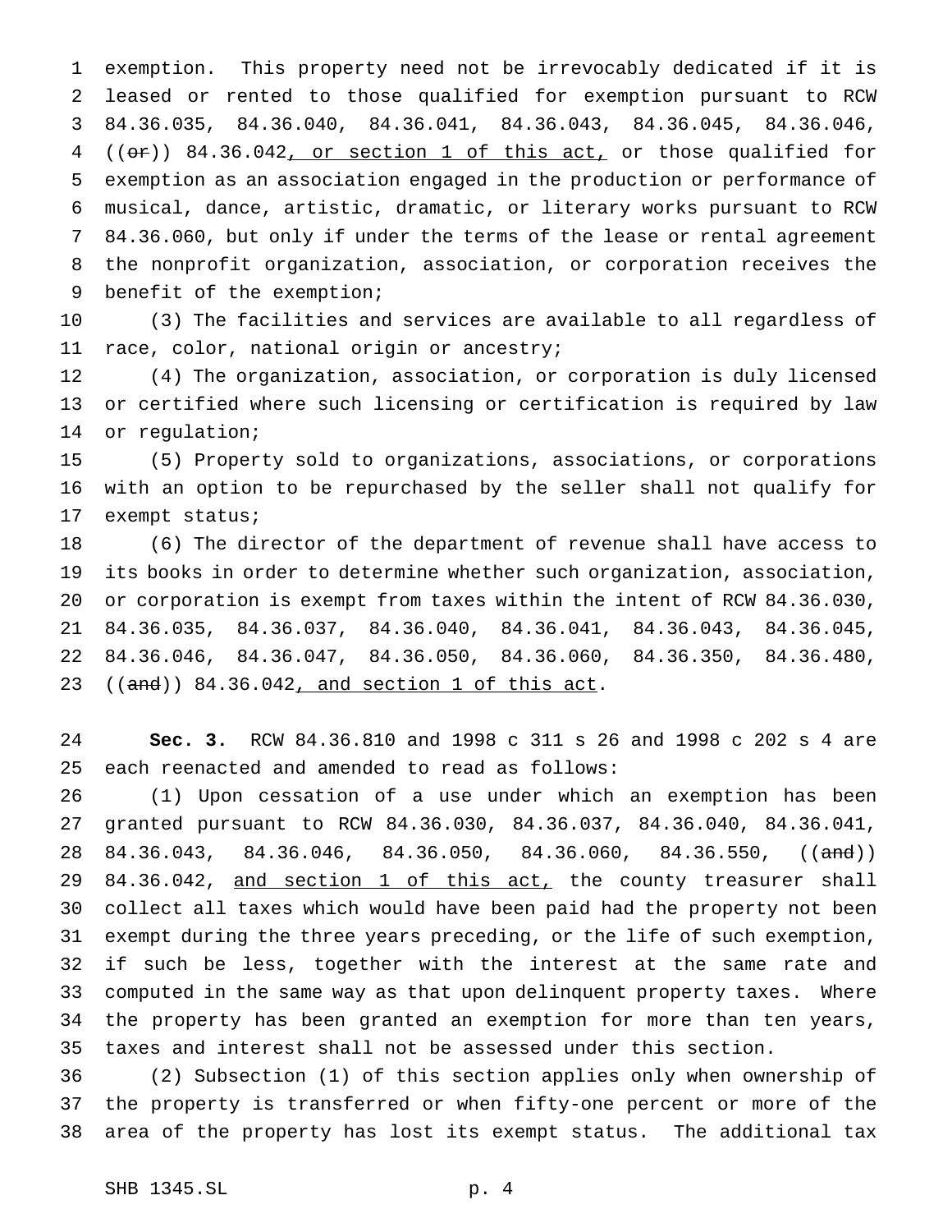exemption. This property need not be irrevocably dedicated if it is leased or rented to those qualified for exemption pursuant to RCW 84.36.035, 84.36.040, 84.36.041, 84.36.043, 84.36.045, 84.36.046, ((~~or~~)) 84.36.042, or section 1 of this act, or those qualified for exemption as an association engaged in the production or performance of musical, dance, artistic, dramatic, or literary works pursuant to RCW 84.36.060, but only if under the terms of the lease or rental agreement the nonprofit organization, association, or corporation receives the benefit of the exemption;

(3) The facilities and services are available to all regardless of race, color, national origin or ancestry;

(4) The organization, association, or corporation is duly licensed or certified where such licensing or certification is required by law or regulation;

(5) Property sold to organizations, associations, or corporations with an option to be repurchased by the seller shall not qualify for exempt status;

(6) The director of the department of revenue shall have access to its books in order to determine whether such organization, association, or corporation is exempt from taxes within the intent of RCW 84.36.030, 84.36.035, 84.36.037, 84.36.040, 84.36.041, 84.36.043, 84.36.045, 84.36.046, 84.36.047, 84.36.050, 84.36.060, 84.36.350, 84.36.480, ((~~and~~)) 84.36.042, and section 1 of this act.

**Sec. 3.** RCW 84.36.810 and 1998 c 311 s 26 and 1998 c 202 s 4 are each reenacted and amended to read as follows:

(1) Upon cessation of a use under which an exemption has been granted pursuant to RCW 84.36.030, 84.36.037, 84.36.040, 84.36.041, 84.36.043, 84.36.046, 84.36.050, 84.36.060, 84.36.550, ((~~and~~)) 84.36.042, and section 1 of this act, the county treasurer shall collect all taxes which would have been paid had the property not been exempt during the three years preceding, or the life of such exemption, if such be less, together with the interest at the same rate and computed in the same way as that upon delinquent property taxes. Where the property has been granted an exemption for more than ten years, taxes and interest shall not be assessed under this section.

(2) Subsection (1) of this section applies only when ownership of the property is transferred or when fifty-one percent or more of the area of the property has lost its exempt status. The additional tax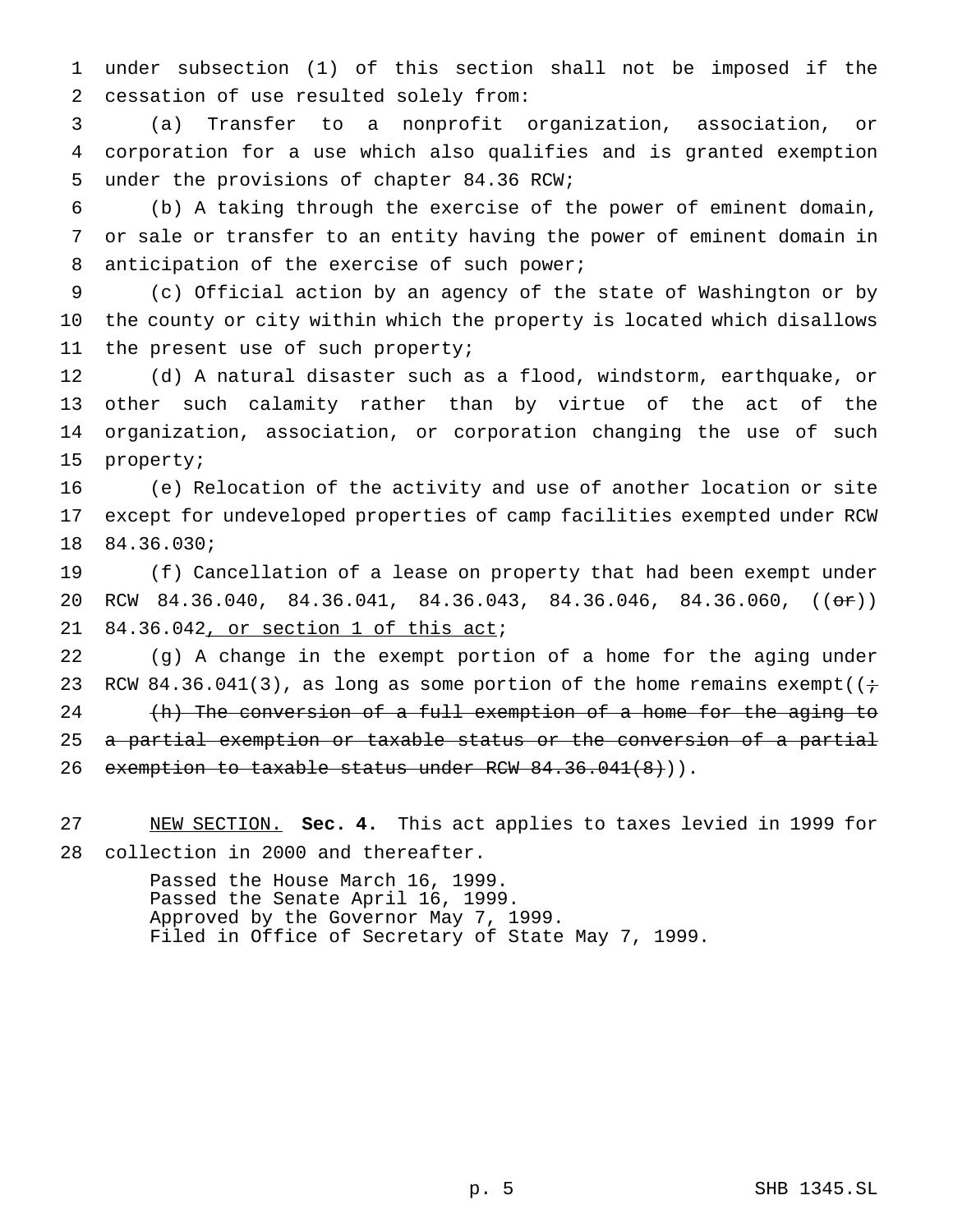under subsection (1) of this section shall not be imposed if the cessation of use resulted solely from:

(a) Transfer to a nonprofit organization, association, or corporation for a use which also qualifies and is granted exemption under the provisions of chapter 84.36 RCW;

(b) A taking through the exercise of the power of eminent domain, or sale or transfer to an entity having the power of eminent domain in anticipation of the exercise of such power;

(c) Official action by an agency of the state of Washington or by the county or city within which the property is located which disallows the present use of such property;

(d) A natural disaster such as a flood, windstorm, earthquake, or other such calamity rather than by virtue of the act of the organization, association, or corporation changing the use of such property;

(e) Relocation of the activity and use of another location or site except for undeveloped properties of camp facilities exempted under RCW 84.36.030;

(f) Cancellation of a lease on property that had been exempt under RCW 84.36.040, 84.36.041, 84.36.043, 84.36.046, 84.36.060, ((~~or~~)) 84.36.042<u>, or section 1 of this act</u>;

(g) A change in the exempt portion of a home for the aging under RCW 84.36.041(3), as long as some portion of the home remains exempt((~~;~~

~~(h) The conversion of a full exemption of a home for the aging to a partial exemption or taxable status or the conversion of a partial exemption to taxable status under RCW 84.36.041(8)~~)).

<u>NEW SECTION.</u> **Sec. 4.** This act applies to taxes levied in 1999 for collection in 2000 and thereafter.

Passed the House March 16, 1999.
Passed the Senate April 16, 1999.
Approved by the Governor May 7, 1999.
Filed in Office of Secretary of State May 7, 1999.